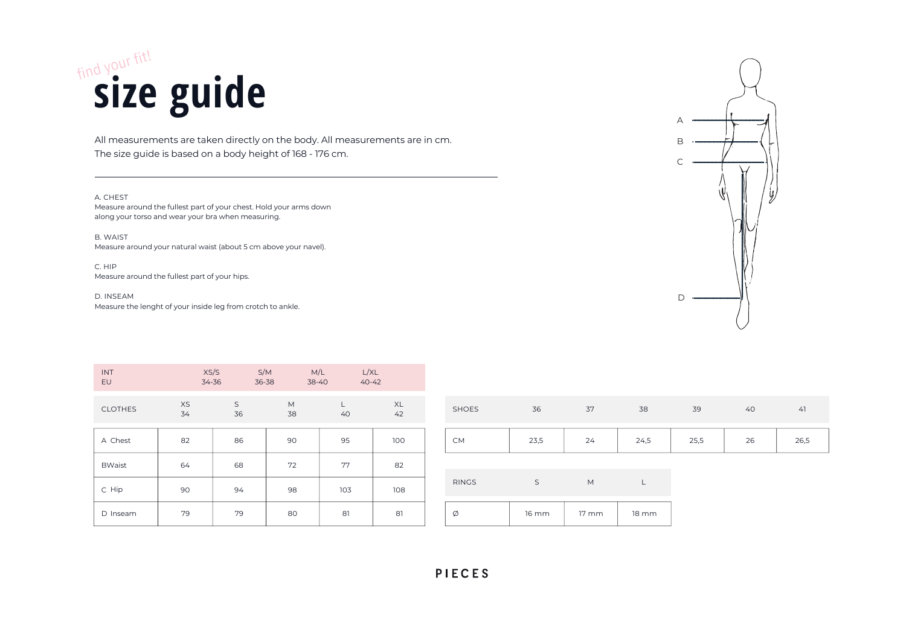find your fit!

# size guide

All measurements are taken directly on the body. All measurements are in cm.
The size guide is based on a body height of 168 - 176 cm.

---

A. CHEST
Measure around the fullest part of your chest. Hold your arms down along your torso and wear your bra when measuring.

B. WAIST
Measure around your natural waist (about 5 cm above your navel).

C. HIP
Measure around the fullest part of your hips.

D. INSEAM
Measure the lenght of your inside leg from crotch to ankle.

A
B
C
D

| INT<br>EU | XS/S<br>34-36 | S/M<br>36-38 | M/L<br>38-40 | L/XL<br>40-42 |
|---|---|---|---|---|

| CLOTHES | XS<br>34 | S<br>36 | M<br>38 | L<br>40 | XL<br>42 |
|---|---|---|---|---|---|
| A Chest | 82 | 86 | 90 | 95 | 100 |
| BWaist | 64 | 68 | 72 | 77 | 82 |
| C Hip | 90 | 94 | 98 | 103 | 108 |
| D Inseam | 79 | 79 | 80 | 81 | 81 |

| SHOES | 36 | 37 | 38 | 39 | 40 | 41 |
|---|---|---|---|---|---|---|
| CM | 23,5 | 24 | 24,5 | 25,5 | 26 | 26,5 |

| RINGS | S | M | L |
|---|---|---|---|
| Ø | 16 mm | 17 mm | 18 mm |

PIECES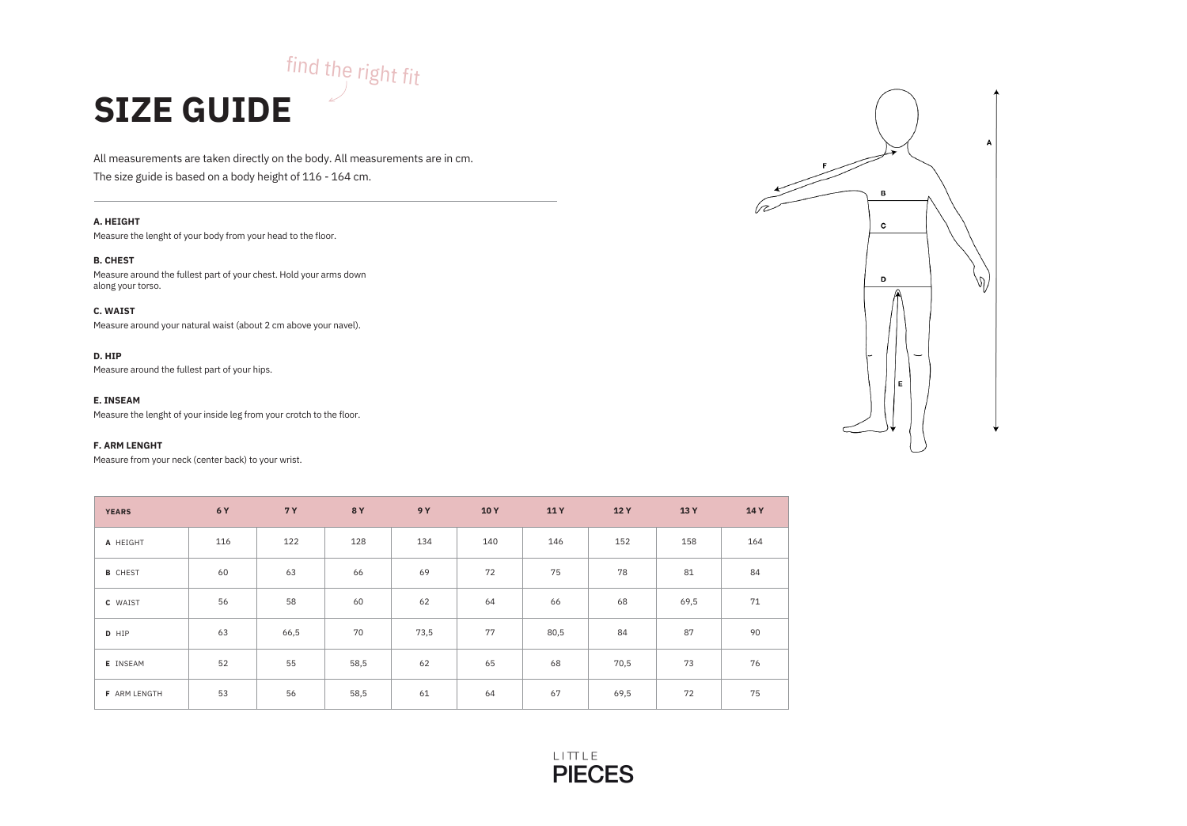*find the right fit*

# SIZE GUIDE

All measurements are taken directly on the body. All measurements are in cm.
The size guide is based on a body height of 116 - 164 cm.

---

**A. HEIGHT**
Measure the lenght of your body from your head to the floor.

**B. CHEST**
Measure around the fullest part of your chest. Hold your arms down along your torso.

**C. WAIST**
Measure around your natural waist (about 2 cm above your navel).

**D. HIP**
Measure around the fullest part of your hips.

**E. INSEAM**
Measure the lenght of your inside leg from your crotch to the floor.

**F. ARM LENGHT**
Measure from your neck (center back) to your wrist.

| YEARS | 6 Y | 7 Y | 8 Y | 9 Y | 10 Y | 11 Y | 12 Y | 13 Y | 14 Y |
|---|---|---|---|---|---|---|---|---|---|
| **A** HEIGHT | 116 | 122 | 128 | 134 | 140 | 146 | 152 | 158 | 164 |
| **B** CHEST | 60 | 63 | 66 | 69 | 72 | 75 | 78 | 81 | 84 |
| **C** WAIST | 56 | 58 | 60 | 62 | 64 | 66 | 68 | 69,5 | 71 |
| **D** HIP | 63 | 66,5 | 70 | 73,5 | 77 | 80,5 | 84 | 87 | 90 |
| **E** INSEAM | 52 | 55 | 58,5 | 62 | 65 | 68 | 70,5 | 73 | 76 |
| **F** ARM LENGTH | 53 | 56 | 58,5 | 61 | 64 | 67 | 69,5 | 72 | 75 |

LITTLE PIECES